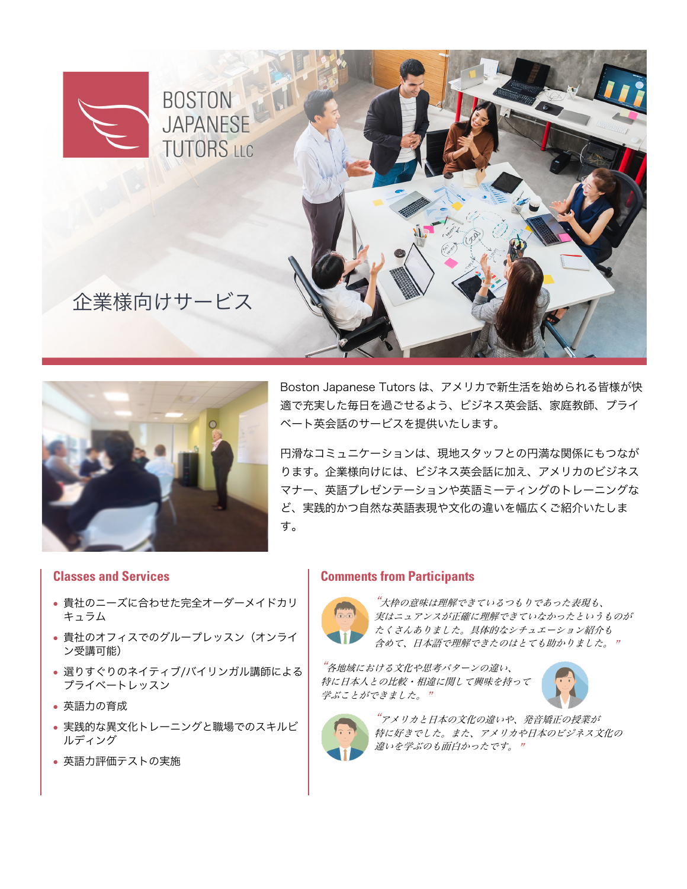# BOSTON JAPANESE TUTORS LLC

## 企業様向けサービス

Boston Japanese Tutors は、アメリカで新生活を始められる皆様が快適で充実した毎日を過ごせるよう、ビジネス英会話、家庭教師、プライベート英会話のサービスを提供いたします。

円滑なコミュニケーションは、現地スタッフとの円満な関係にもつながります。企業様向けには、ビジネス英会話に加え、アメリカのビジネスマナー、英語プレゼンテーションや英語ミーティングのトレーニングなど、実践的かつ自然な英語表現や文化の違いを幅広くご紹介いたします。

### Classes and Services

- 貴社のニーズに合わせた完全オーダーメイドカリキュラム
- 貴社のオフィスでのグループレッスン（オンライン受講可能）
- 選りすぐりのネイティブ/バイリンガル講師によるプライベートレッスン
- 英語力の育成
- 実践的な異文化トレーニングと職場でのスキルビルディング
- 英語力評価テストの実施

### Comments from Participants

*“大枠の意味は理解できているつもりであった表現も、実はニュアンスが正確に理解できていなかったというものがたくさんありました。具体的なシチュエーション紹介も含めて、日本語で理解できたのはとても助かりました。”*

*“各地域における文化や思考パターンの違い、特に日本人との比較・相違に関して興味を持って学ぶことができました。”*

*“アメリカと日本の文化の違いや、発音矯正の授業が特に好きでした。また、アメリカや日本のビジネス文化の違いを学ぶのも面白かったです。”*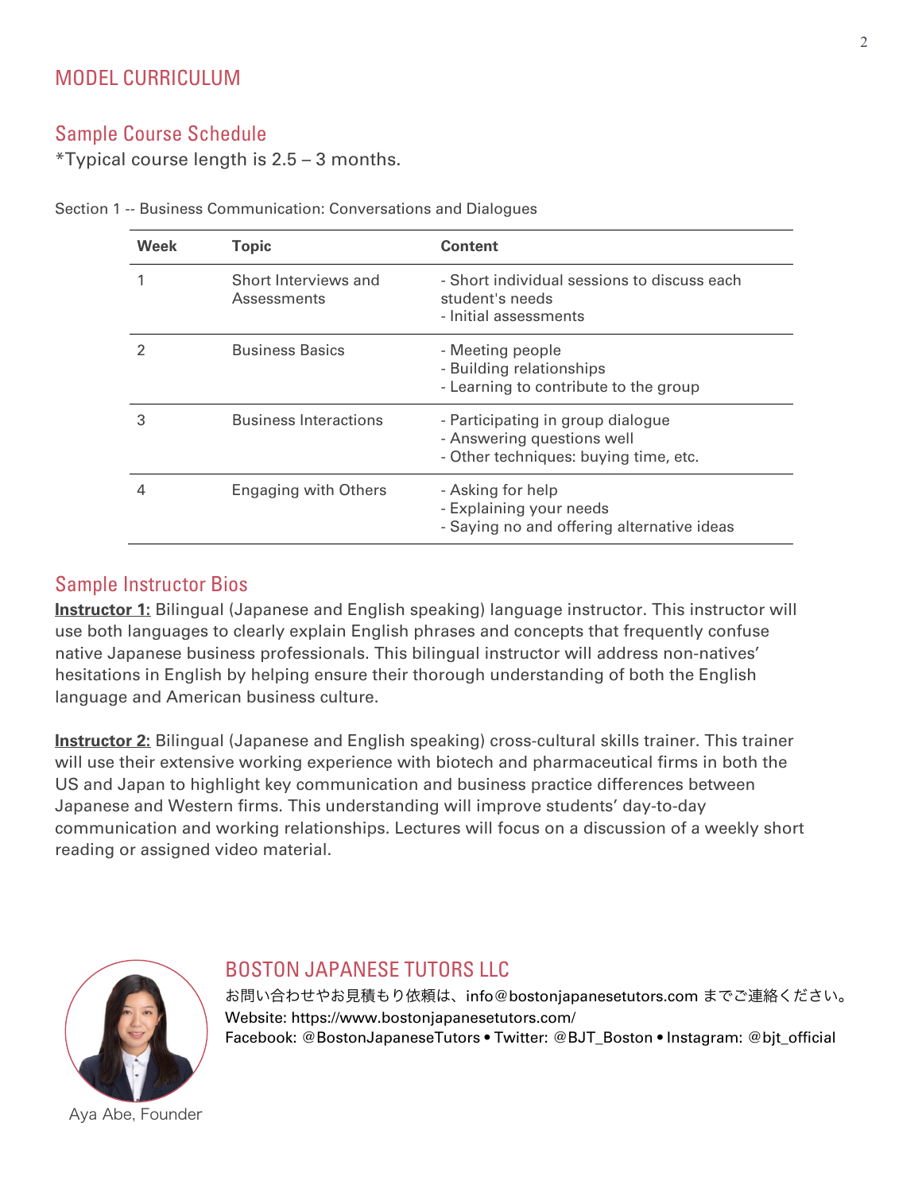# MODEL CURRICULUM

## Sample Course Schedule

*Typical course length is 2.5 – 3 months.

Section 1 -- Business Communication: Conversations and Dialogues

| Week | Topic | Content |
|---|---|---|
| 1 | Short Interviews and Assessments | - Short individual sessions to discuss each student's needs<br>- Initial assessments |
| 2 | Business Basics | - Meeting people<br>- Building relationships<br>- Learning to contribute to the group |
| 3 | Business Interactions | - Participating in group dialogue<br>- Answering questions well<br>- Other techniques: buying time, etc. |
| 4 | Engaging with Others | - Asking for help<br>- Explaining your needs<br>- Saying no and offering alternative ideas |

## Sample Instructor Bios

**Instructor 1:** Bilingual (Japanese and English speaking) language instructor. This instructor will use both languages to clearly explain English phrases and concepts that frequently confuse native Japanese business professionals. This bilingual instructor will address non-natives' hesitations in English by helping ensure their thorough understanding of both the English language and American business culture.

**Instructor 2:** Bilingual (Japanese and English speaking) cross-cultural skills trainer. This trainer will use their extensive working experience with biotech and pharmaceutical firms in both the US and Japan to highlight key communication and business practice differences between Japanese and Western firms. This understanding will improve students' day-to-day communication and working relationships. Lectures will focus on a discussion of a weekly short reading or assigned video material.

Aya Abe, Founder

## BOSTON JAPANESE TUTORS LLC

お問い合わせやお見積もり依頼は、info@bostonjapanesetutors.com までご連絡ください。
Website: https://www.bostonjapanesetutors.com/
Facebook: @BostonJapaneseTutors • Twitter: @BJT_Boston • Instagram: @bjt_official